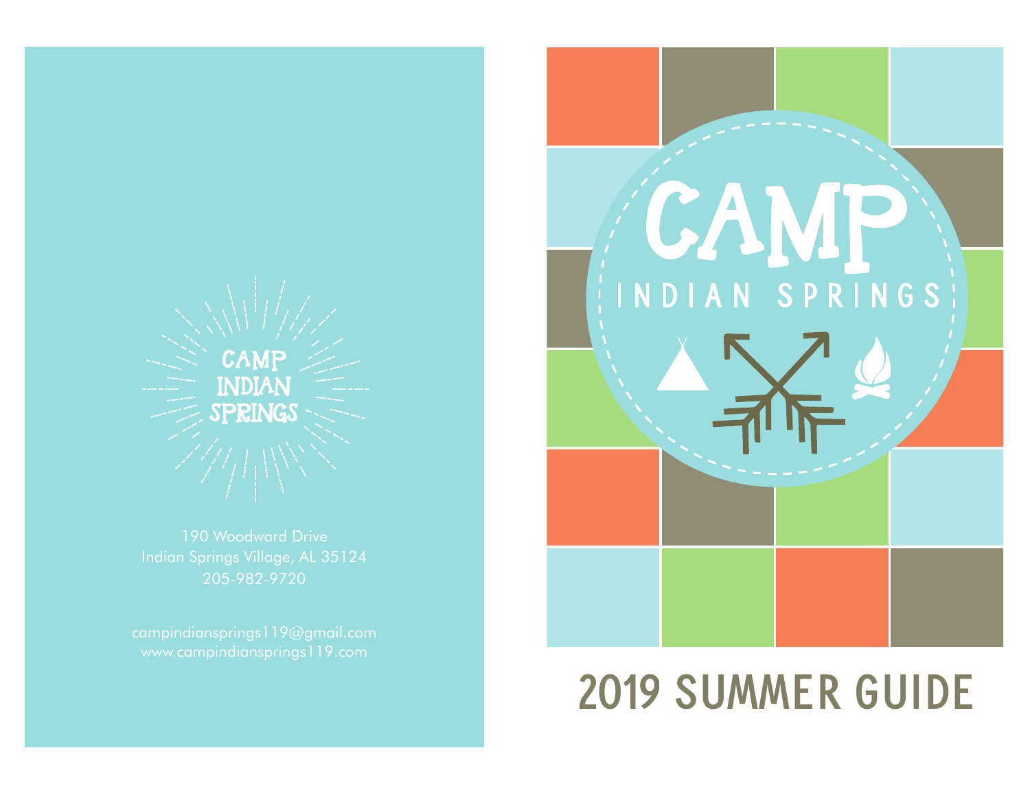CAMP
INDIAN
SPRINGS

190 Woodward Drive
Indian Springs Village, AL 35124
205-982-9720

campindiansprings119@gmail.com
www.campindiansprings119.com

# CAMP INDIAN SPRINGS

# 2019 SUMMER GUIDE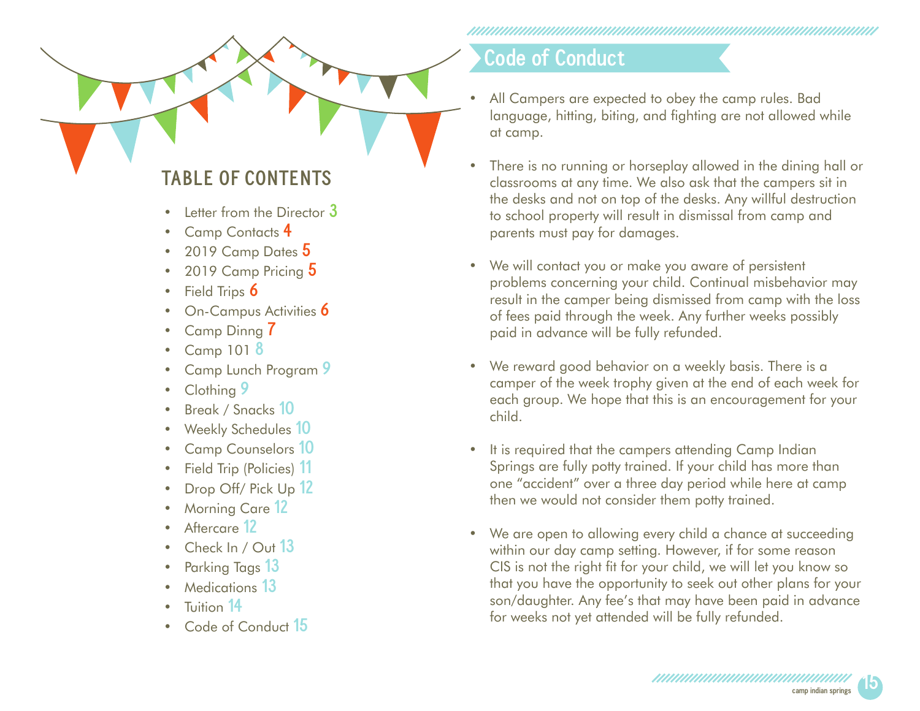## TABLE OF CONTENTS

- Letter from the Director 3
- Camp Contacts 4
- 2019 Camp Dates 5
- 2019 Camp Pricing 5
- Field Trips 6
- On-Campus Activities 6
- Camp Dinng 7
- Camp 101 8
- Camp Lunch Program 9
- Clothing 9
- Break / Snacks 10
- Weekly Schedules 10
- Camp Counselors 10
- Field Trip (Policies) 11
- Drop Off/ Pick Up 12
- Morning Care 12
- Aftercare 12
- Check In / Out 13
- Parking Tags 13
- Medications 13
- Tuition 14
- Code of Conduct 15

## Code of Conduct

- All Campers are expected to obey the camp rules. Bad language, hitting, biting, and fighting are not allowed while at camp.
- There is no running or horseplay allowed in the dining hall or classrooms at any time. We also ask that the campers sit in the desks and not on top of the desks. Any willful destruction to school property will result in dismissal from camp and parents must pay for damages.
- We will contact you or make you aware of persistent problems concerning your child. Continual misbehavior may result in the camper being dismissed from camp with the loss of fees paid through the week. Any further weeks possibly paid in advance will be fully refunded.
- We reward good behavior on a weekly basis. There is a camper of the week trophy given at the end of each week for each group. We hope that this is an encouragement for your child.
- It is required that the campers attending Camp Indian Springs are fully potty trained. If your child has more than one "accident" over a three day period while here at camp then we would not consider them potty trained.
- We are open to allowing every child a chance at succeeding within our day camp setting. However, if for some reason CIS is not the right fit for your child, we will let you know so that you have the opportunity to seek out other plans for your son/daughter. Any fee's that may have been paid in advance for weeks not yet attended will be fully refunded.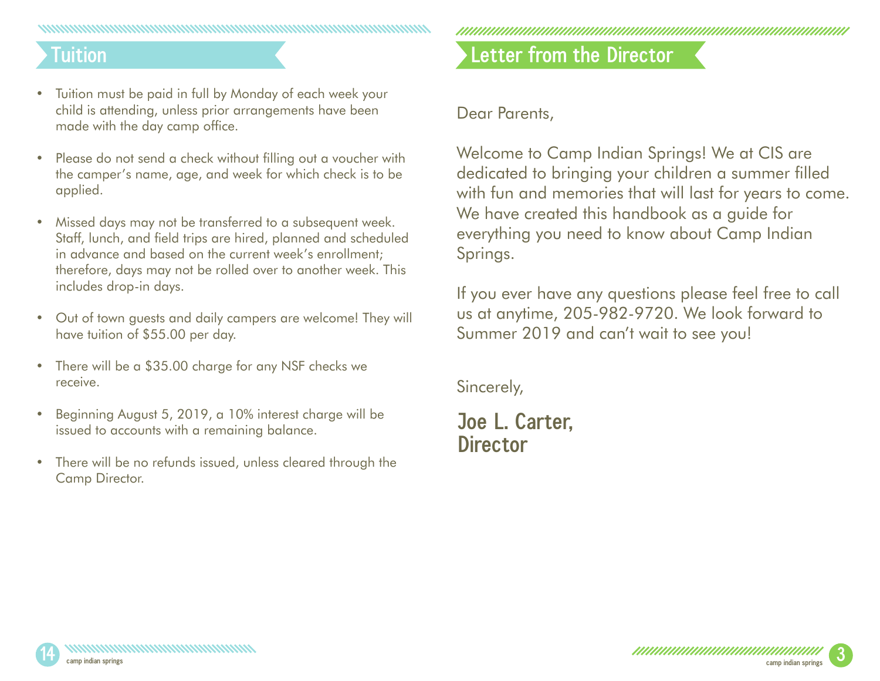## Tuition

- Tuition must be paid in full by Monday of each week your child is attending, unless prior arrangements have been made with the day camp office.
- Please do not send a check without filling out a voucher with the camper's name, age, and week for which check is to be applied.
- Missed days may not be transferred to a subsequent week. Staff, lunch, and field trips are hired, planned and scheduled in advance and based on the current week's enrollment; therefore, days may not be rolled over to another week. This includes drop-in days.
- Out of town guests and daily campers are welcome! They will have tuition of $55.00 per day.
- There will be a $35.00 charge for any NSF checks we receive.
- Beginning August 5, 2019, a 10% interest charge will be issued to accounts with a remaining balance.
- There will be no refunds issued, unless cleared through the Camp Director.

## Letter from the Director

Dear Parents,

Welcome to Camp Indian Springs! We at CIS are dedicated to bringing your children a summer filled with fun and memories that will last for years to come. We have created this handbook as a guide for everything you need to know about Camp Indian Springs.

If you ever have any questions please feel free to call us at anytime, 205-982-9720. We look forward to Summer 2019 and can't wait to see you!

Sincerely,

**Joe L. Carter,**
**Director**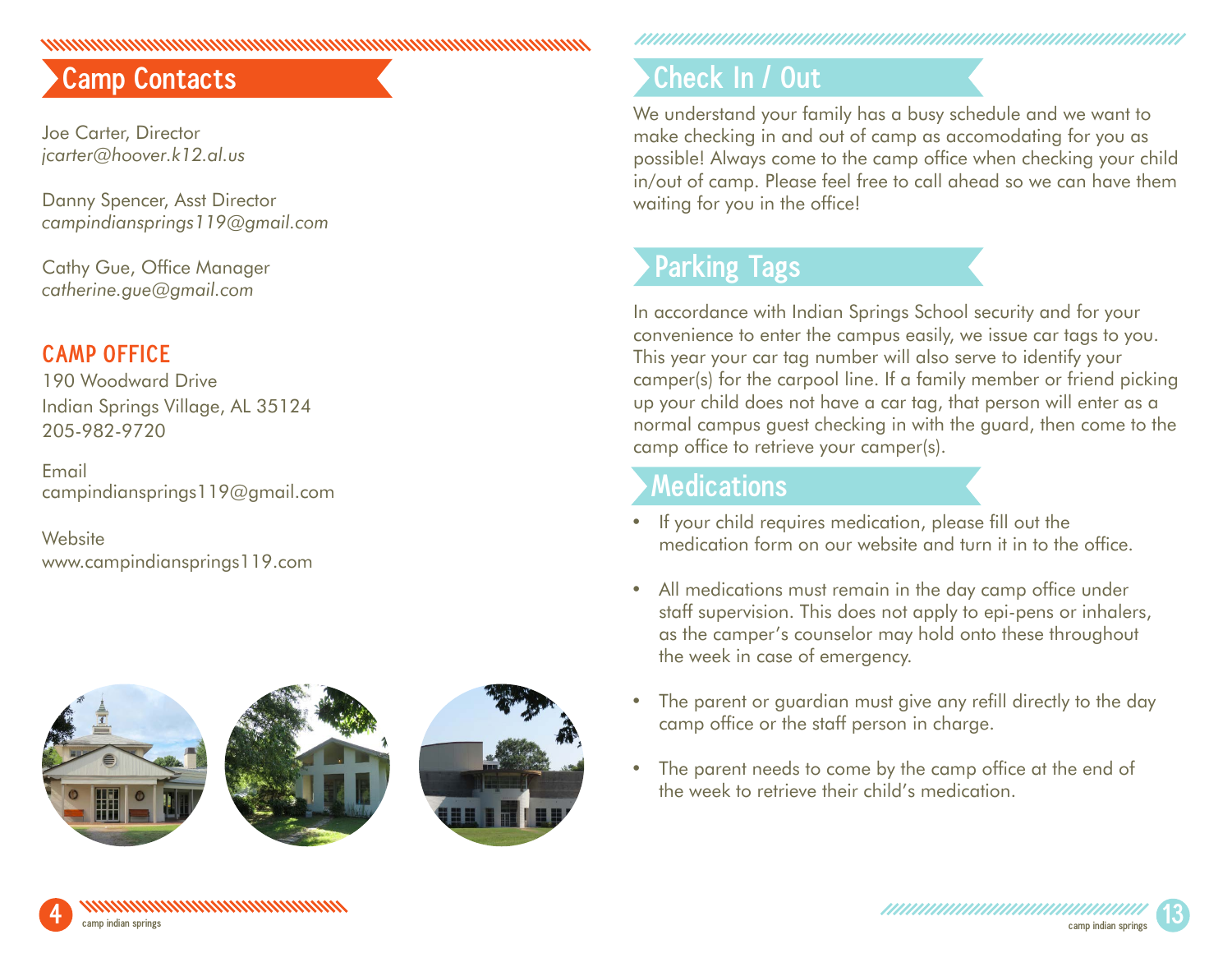## Camp Contacts

Joe Carter, Director
*jcarter@hoover.k12.al.us*

Danny Spencer, Asst Director
*campindiansprings119@gmail.com*

Cathy Gue, Office Manager
*catherine.gue@gmail.com*

### CAMP OFFICE

190 Woodward Drive
Indian Springs Village, AL 35124
205-982-9720

Email
campindiansprings119@gmail.com

Website
www.campindiansprings119.com

## Check In / Out

We understand your family has a busy schedule and we want to make checking in and out of camp as accomodating for you as possible! Always come to the camp office when checking your child in/out of camp. Please feel free to call ahead so we can have them waiting for you in the office!

## Parking Tags

In accordance with Indian Springs School security and for your convenience to enter the campus easily, we issue car tags to you. This year your car tag number will also serve to identify your camper(s) for the carpool line. If a family member or friend picking up your child does not have a car tag, that person will enter as a normal campus guest checking in with the guard, then come to the camp office to retrieve your camper(s).

## Medications

- If your child requires medication, please fill out the medication form on our website and turn it in to the office.
- All medications must remain in the day camp office under staff supervision. This does not apply to epi-pens or inhalers, as the camper's counselor may hold onto these throughout the week in case of emergency.
- The parent or guardian must give any refill directly to the day camp office or the staff person in charge.
- The parent needs to come by the camp office at the end of the week to retrieve their child's medication.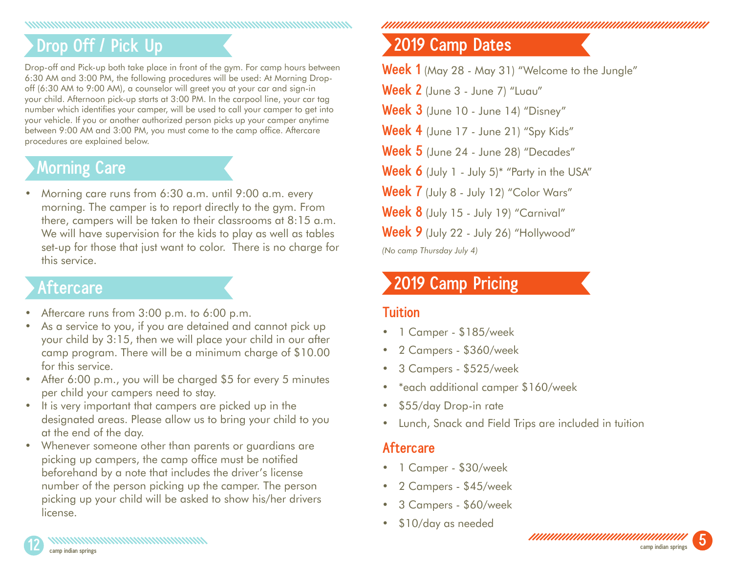## Drop Off / Pick Up

Drop-off and Pick-up both take place in front of the gym. For camp hours between 6:30 AM and 3:00 PM, the following procedures will be used: At Morning Drop-off (6:30 AM to 9:00 AM), a counselor will greet you at your car and sign-in your child. Afternoon pick-up starts at 3:00 PM. In the carpool line, your car tag number which identifies your camper, will be used to call your camper to get into your vehicle. If you or another authorized person picks up your camper anytime between 9:00 AM and 3:00 PM, you must come to the camp office. Aftercare procedures are explained below.

## Morning Care

- Morning care runs from 6:30 a.m. until 9:00 a.m. every morning. The camper is to report directly to the gym. From there, campers will be taken to their classrooms at 8:15 a.m. We will have supervision for the kids to play as well as tables set-up for those that just want to color. There is no charge for this service.

## Aftercare

- Aftercare runs from 3:00 p.m. to 6:00 p.m.
- As a service to you, if you are detained and cannot pick up your child by 3:15, then we will place your child in our after camp program. There will be a minimum charge of $10.00 for this service.
- After 6:00 p.m., you will be charged $5 for every 5 minutes per child your campers need to stay.
- It is very important that campers are picked up in the designated areas. Please allow us to bring your child to you at the end of the day.
- Whenever someone other than parents or guardians are picking up campers, the camp office must be notified beforehand by a note that includes the driver's license number of the person picking up the camper. The person picking up your child will be asked to show his/her drivers license.

## 2019 Camp Dates

**Week 1** (May 28 - May 31) "Welcome to the Jungle"
**Week 2** (June 3 - June 7) "Luau"
**Week 3** (June 10 - June 14) "Disney"
**Week 4** (June 17 - June 21) "Spy Kids"
**Week 5** (June 24 - June 28) "Decades"
**Week 6** (July 1 - July 5)* "Party in the USA"
**Week 7** (July 8 - July 12) "Color Wars"
**Week 8** (July 15 - July 19) "Carnival"
**Week 9** (July 22 - July 26) "Hollywood"

*(No camp Thursday July 4)*

## 2019 Camp Pricing

### Tuition

- 1 Camper - $185/week
- 2 Campers - $360/week
- 3 Campers - $525/week
- *each additional camper $160/week
- $55/day Drop-in rate
- Lunch, Snack and Field Trips are included in tuition

### Aftercare

- 1 Camper - $30/week
- 2 Campers - $45/week
- 3 Campers - $60/week
- $10/day as needed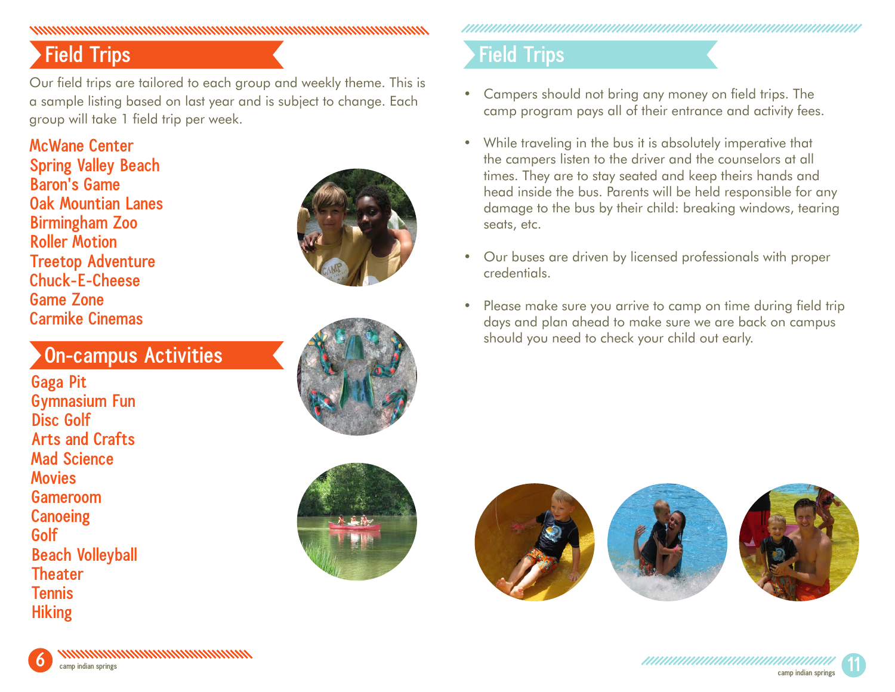## Field Trips

Our field trips are tailored to each group and weekly theme. This is a sample listing based on last year and is subject to change. Each group will take 1 field trip per week.

McWane Center
Spring Valley Beach
Baron's Game
Oak Mountian Lanes
Birmingham Zoo
Roller Motion
Treetop Adventure
Chuck-E-Cheese
Game Zone
Carmike Cinemas

## On-campus Activities

Gaga Pit
Gymnasium Fun
Disc Golf
Arts and Crafts
Mad Science
Movies
Gameroom
Canoeing
Golf
Beach Volleyball
Theater
Tennis
Hiking

## Field Trips

- Campers should not bring any money on field trips. The camp program pays all of their entrance and activity fees.
- While traveling in the bus it is absolutely imperative that the campers listen to the driver and the counselors at all times. They are to stay seated and keep theirs hands and head inside the bus. Parents will be held responsible for any damage to the bus by their child: breaking windows, tearing seats, etc.
- Our buses are driven by licensed professionals with proper credentials.
- Please make sure you arrive to camp on time during field trip days and plan ahead to make sure we are back on campus should you need to check your child out early.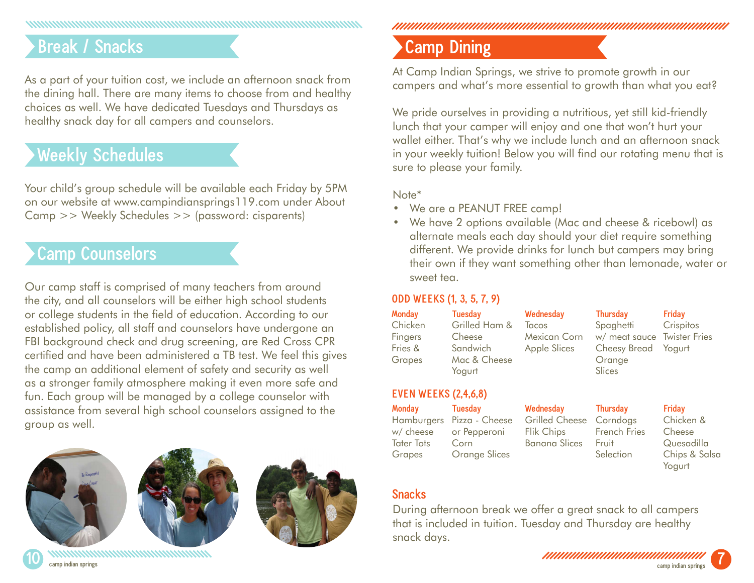## Break / Snacks

As a part of your tuition cost, we include an afternoon snack from the dining hall. There are many items to choose from and healthy choices as well. We have dedicated Tuesdays and Thursdays as healthy snack day for all campers and counselors.

## Weekly Schedules

Your child's group schedule will be available each Friday by 5PM on our website at www.campindiansprings119.com under About Camp >> Weekly Schedules >> (password: cisparents)

## Camp Counselors

Our camp staff is comprised of many teachers from around the city, and all counselors will be either high school students or college students in the field of education. According to our established policy, all staff and counselors have undergone an FBI background check and drug screening, are Red Cross CPR certified and have been administered a TB test. We feel this gives the camp an additional element of safety and security as well as a stronger family atmosphere making it even more safe and fun. Each group will be managed by a college counselor with assistance from several high school counselors assigned to the group as well.

## Camp Dining

At Camp Indian Springs, we strive to promote growth in our campers and what's more essential to growth than what you eat?

We pride ourselves in providing a nutritious, yet still kid-friendly lunch that your camper will enjoy and one that won't hurt your wallet either. That's why we include lunch and an afternoon snack in your weekly tuition! Below you will find our rotating menu that is sure to please your family.

Note*

- We are a PEANUT FREE camp!
- We have 2 options available (Mac and cheese & ricebowl) as alternate meals each day should your diet require something different. We provide drinks for lunch but campers may bring their own if they want something other than lemonade, water or sweet tea.

### ODD WEEKS (1, 3, 5, 7, 9)

| Monday | Tuesday | Wednesday | Thursday | Friday |
|---|---|---|---|---|
| Chicken Fingers<br>Fries &<br>Grapes | Grilled Ham & Cheese Sandwich<br>Mac & Cheese<br>Yogurt | Tacos<br>Mexican Corn<br>Apple Slices | Spaghetti w/ meat sauce<br>Cheesy Bread<br>Orange Slices | Crispitos<br>Twister Fries<br>Yogurt |

### EVEN WEEKS (2,4,6,8)

| Monday | Tuesday | Wednesday | Thursday | Friday |
|---|---|---|---|---|
| Hamburgers w/ cheese<br>Tater Tots<br>Grapes | Pizza - Cheese or Pepperoni<br>Corn<br>Orange Slices | Grilled Cheese<br>Flik Chips<br>Banana Slices | Corndogs<br>French Fries<br>Fruit Selection | Chicken & Cheese Quesadilla<br>Chips & Salsa<br>Yogurt |

### Snacks

During afternoon break we offer a great snack to all campers that is included in tuition. Tuesday and Thursday are healthy snack days.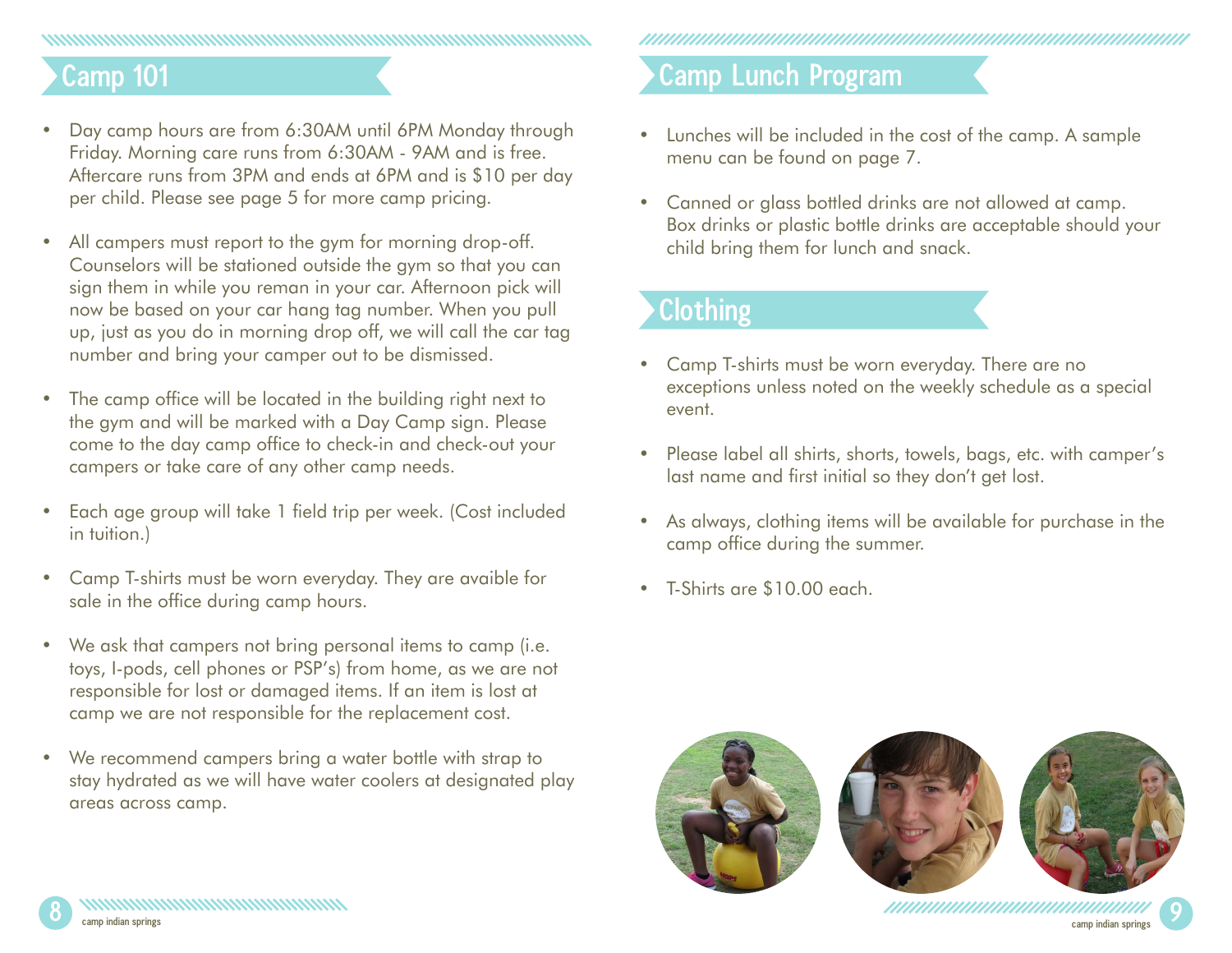## Camp 101

- Day camp hours are from 6:30AM until 6PM Monday through Friday. Morning care runs from 6:30AM - 9AM and is free. Aftercare runs from 3PM and ends at 6PM and is $10 per day per child. Please see page 5 for more camp pricing.
- All campers must report to the gym for morning drop-off. Counselors will be stationed outside the gym so that you can sign them in while you reman in your car. Afternoon pick will now be based on your car hang tag number. When you pull up, just as you do in morning drop off, we will call the car tag number and bring your camper out to be dismissed.
- The camp office will be located in the building right next to the gym and will be marked with a Day Camp sign. Please come to the day camp office to check-in and check-out your campers or take care of any other camp needs.
- Each age group will take 1 field trip per week. (Cost included in tuition.)
- Camp T-shirts must be worn everyday. They are avaible for sale in the office during camp hours.
- We ask that campers not bring personal items to camp (i.e. toys, I-pods, cell phones or PSP's) from home, as we are not responsible for lost or damaged items. If an item is lost at camp we are not responsible for the replacement cost.
- We recommend campers bring a water bottle with strap to stay hydrated as we will have water coolers at designated play areas across camp.

## Camp Lunch Program

- Lunches will be included in the cost of the camp. A sample menu can be found on page 7.
- Canned or glass bottled drinks are not allowed at camp. Box drinks or plastic bottle drinks are acceptable should your child bring them for lunch and snack.

## Clothing

- Camp T-shirts must be worn everyday. There are no exceptions unless noted on the weekly schedule as a special event.
- Please label all shirts, shorts, towels, bags, etc. with camper's last name and first initial so they don't get lost.
- As always, clothing items will be available for purchase in the camp office during the summer.
- T-Shirts are $10.00 each.